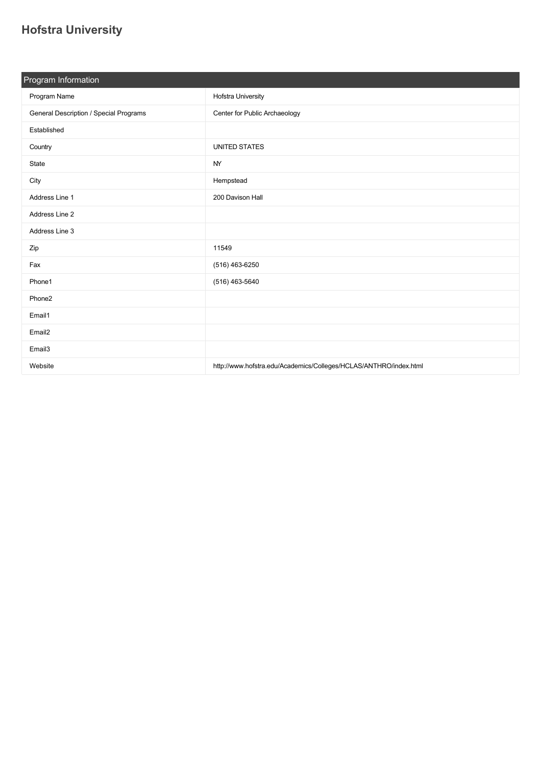# Hofstra University

| Program Information | |
|---|---|
| Program Name | Hofstra University |
| General Description / Special Programs | Center for Public Archaeology |
| Established | |
| Country | UNITED STATES |
| State | NY |
| City | Hempstead |
| Address Line 1 | 200 Davison Hall |
| Address Line 2 | |
| Address Line 3 | |
| Zip | 11549 |
| Fax | (516) 463-6250 |
| Phone1 | (516) 463-5640 |
| Phone2 | |
| Email1 | |
| Email2 | |
| Email3 | |
| Website | http://www.hofstra.edu/Academics/Colleges/HCLAS/ANTHRO/index.html |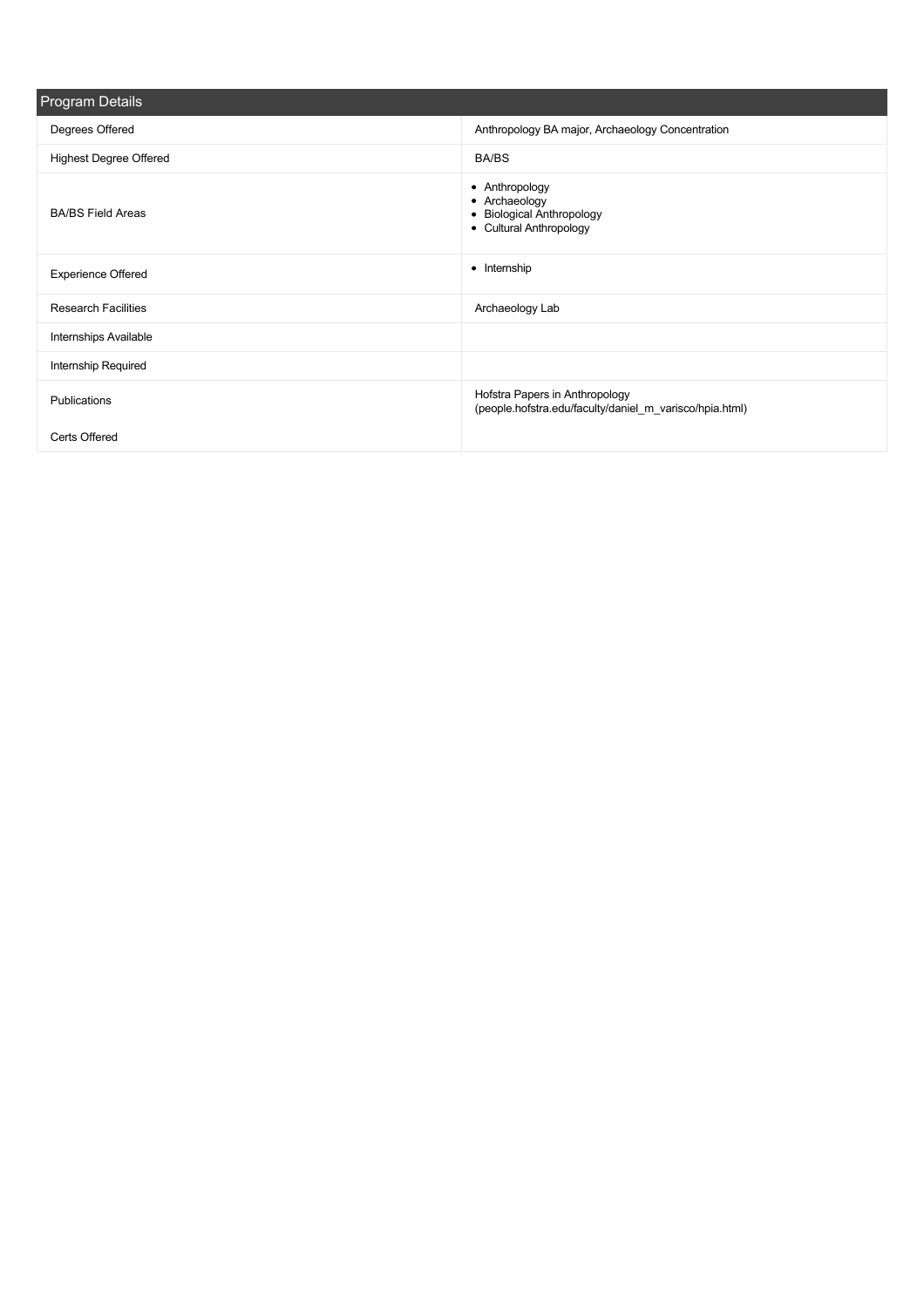## Program Details

| | |
|---|---|
| Degrees Offered | Anthropology BA major, Archaeology Concentration |
| Highest Degree Offered | BA/BS |
| BA/BS Field Areas | • Anthropology<br>• Archaeology<br>• Biological Anthropology<br>• Cultural Anthropology |
| Experience Offered | • Internship |
| Research Facilities | Archaeology Lab |
| Internships Available | |
| Internship Required | |
| Publications | Hofstra Papers in Anthropology (people.hofstra.edu/faculty/daniel_m_varisco/hpia.html) |
| Certs Offered | |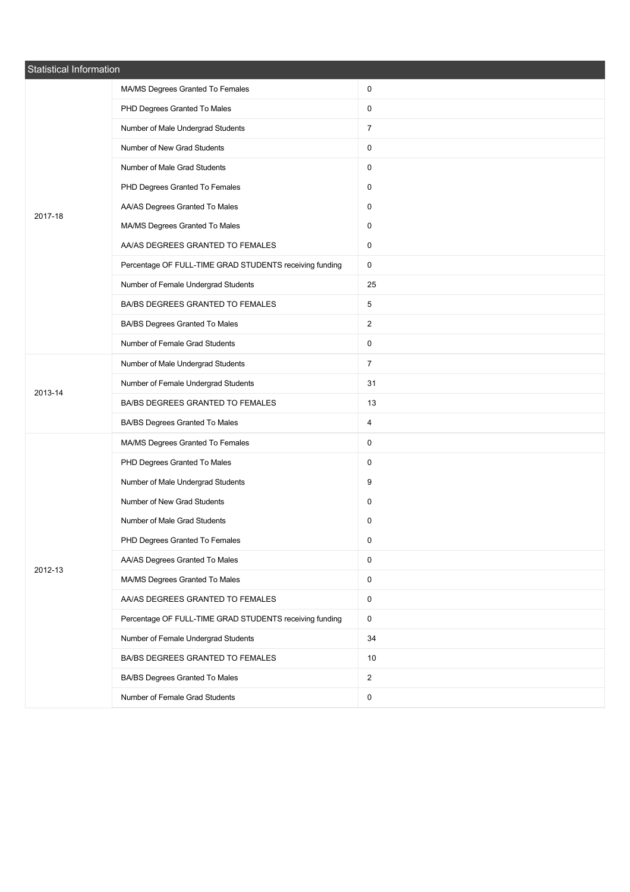| Statistical Information | | |
|---|---|---|
| 2017-18 | MA/MS Degrees Granted To Females | 0 |
| | PHD Degrees Granted To Males | 0 |
| | Number of Male Undergrad Students | 7 |
| | Number of New Grad Students | 0 |
| | Number of Male Grad Students | 0 |
| | PHD Degrees Granted To Females | 0 |
| | AA/AS Degrees Granted To Males | 0 |
| | MA/MS Degrees Granted To Males | 0 |
| | AA/AS DEGREES GRANTED TO FEMALES | 0 |
| | Percentage OF FULL-TIME GRAD STUDENTS receiving funding | 0 |
| | Number of Female Undergrad Students | 25 |
| | BA/BS DEGREES GRANTED TO FEMALES | 5 |
| | BA/BS Degrees Granted To Males | 2 |
| | Number of Female Grad Students | 0 |
| 2013-14 | Number of Male Undergrad Students | 7 |
| | Number of Female Undergrad Students | 31 |
| | BA/BS DEGREES GRANTED TO FEMALES | 13 |
| | BA/BS Degrees Granted To Males | 4 |
| 2012-13 | MA/MS Degrees Granted To Females | 0 |
| | PHD Degrees Granted To Males | 0 |
| | Number of Male Undergrad Students | 9 |
| | Number of New Grad Students | 0 |
| | Number of Male Grad Students | 0 |
| | PHD Degrees Granted To Females | 0 |
| | AA/AS Degrees Granted To Males | 0 |
| | MA/MS Degrees Granted To Males | 0 |
| | AA/AS DEGREES GRANTED TO FEMALES | 0 |
| | Percentage OF FULL-TIME GRAD STUDENTS receiving funding | 0 |
| | Number of Female Undergrad Students | 34 |
| | BA/BS DEGREES GRANTED TO FEMALES | 10 |
| | BA/BS Degrees Granted To Males | 2 |
| | Number of Female Grad Students | 0 |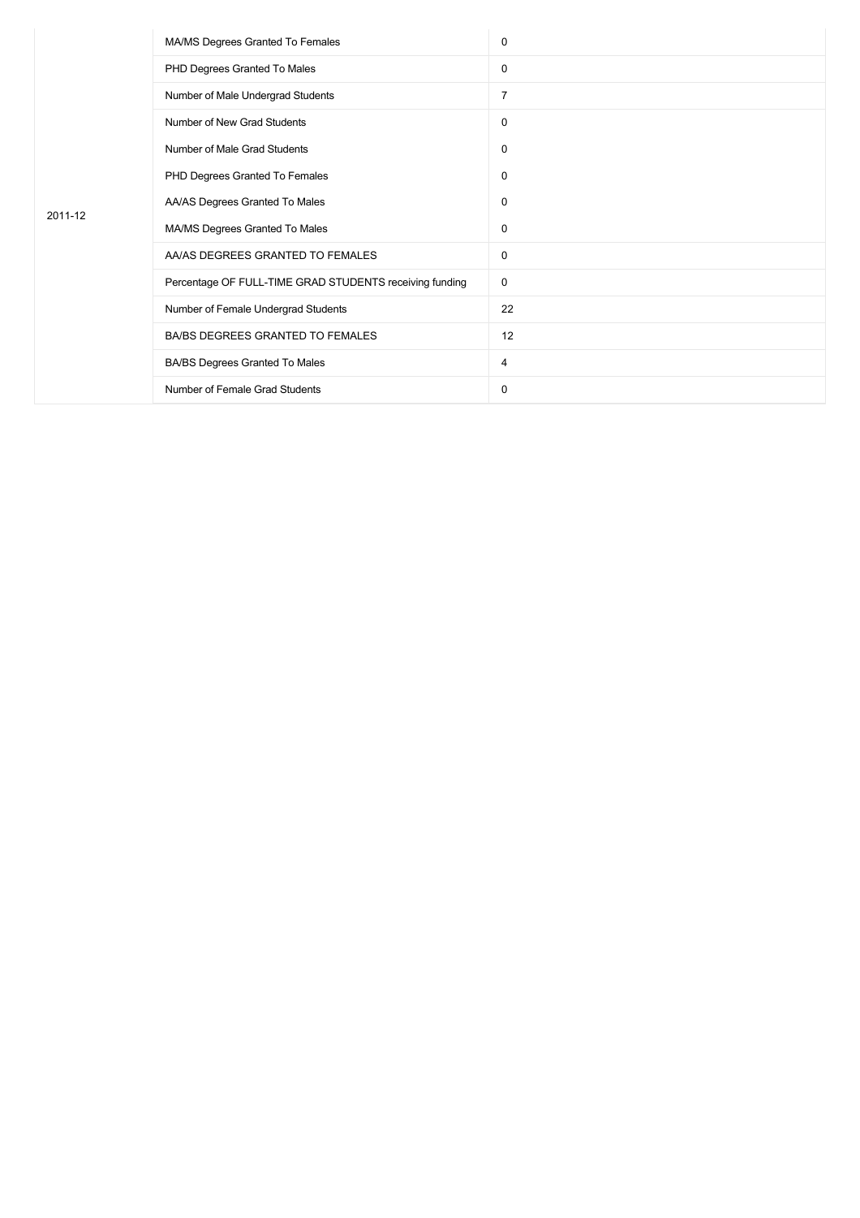| | | |
|---|---|---|
| 2011-12 | MA/MS Degrees Granted To Females | 0 |
| | PHD Degrees Granted To Males | 0 |
| | Number of Male Undergrad Students | 7 |
| | Number of New Grad Students | 0 |
| | Number of Male Grad Students | 0 |
| | PHD Degrees Granted To Females | 0 |
| | AA/AS Degrees Granted To Males | 0 |
| | MA/MS Degrees Granted To Males | 0 |
| | AA/AS DEGREES GRANTED TO FEMALES | 0 |
| | Percentage OF FULL-TIME GRAD STUDENTS receiving funding | 0 |
| | Number of Female Undergrad Students | 22 |
| | BA/BS DEGREES GRANTED TO FEMALES | 12 |
| | BA/BS Degrees Granted To Males | 4 |
| | Number of Female Grad Students | 0 |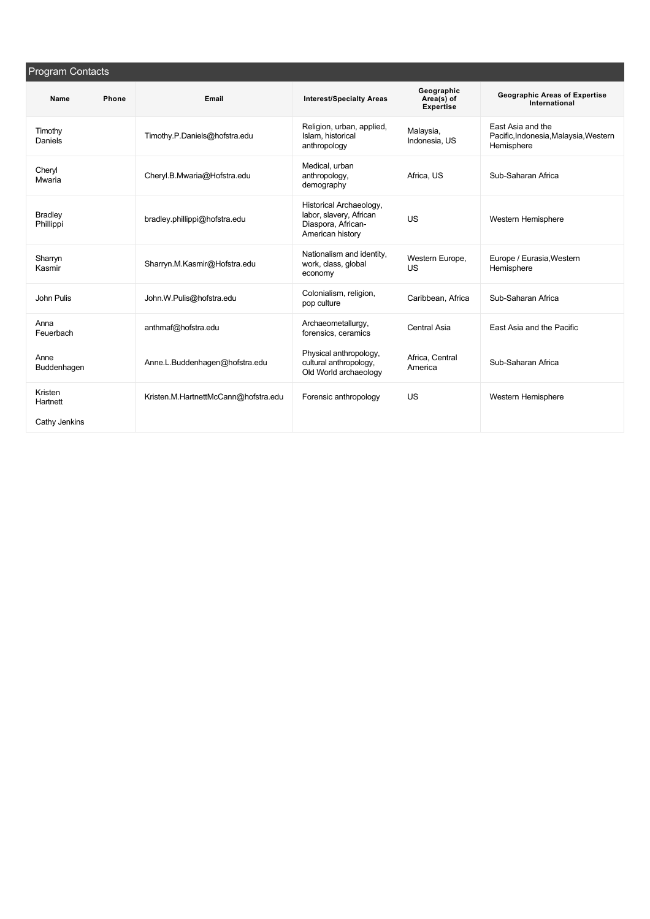## Program Contacts

| Name | Phone | Email | Interest/Specialty Areas | Geographic Area(s) of Expertise | Geographic Areas of Expertise International |
|---|---|---|---|---|---|
| Timothy Daniels | | Timothy.P.Daniels@hofstra.edu | Religion, urban, applied, Islam, historical anthropology | Malaysia, Indonesia, US | East Asia and the Pacific,Indonesia,Malaysia,Western Hemisphere |
| Cheryl Mwaria | | Cheryl.B.Mwaria@Hofstra.edu | Medical, urban anthropology, demography | Africa, US | Sub-Saharan Africa |
| Bradley Phillippi | | bradley.phillippi@hofstra.edu | Historical Archaeology, labor, slavery, African Diaspora, African-American history | US | Western Hemisphere |
| Sharryn Kasmir | | Sharryn.M.Kasmir@Hofstra.edu | Nationalism and identity, work, class, global economy | Western Europe, US | Europe / Eurasia,Western Hemisphere |
| John Pulis | | John.W.Pulis@hofstra.edu | Colonialism, religion, pop culture | Caribbean, Africa | Sub-Saharan Africa |
| Anna Feuerbach | | anthmaf@hofstra.edu | Archaeometallurgy, forensics, ceramics | Central Asia | East Asia and the Pacific |
| Anne Buddenhagen | | Anne.L.Buddenhagen@hofstra.edu | Physical anthropology, cultural anthropology, Old World archaeology | Africa, Central America | Sub-Saharan Africa |
| Kristen Hartnett | | Kristen.M.HartnettMcCann@hofstra.edu | Forensic anthropology | US | Western Hemisphere |
| Cathy Jenkins | | | | | |